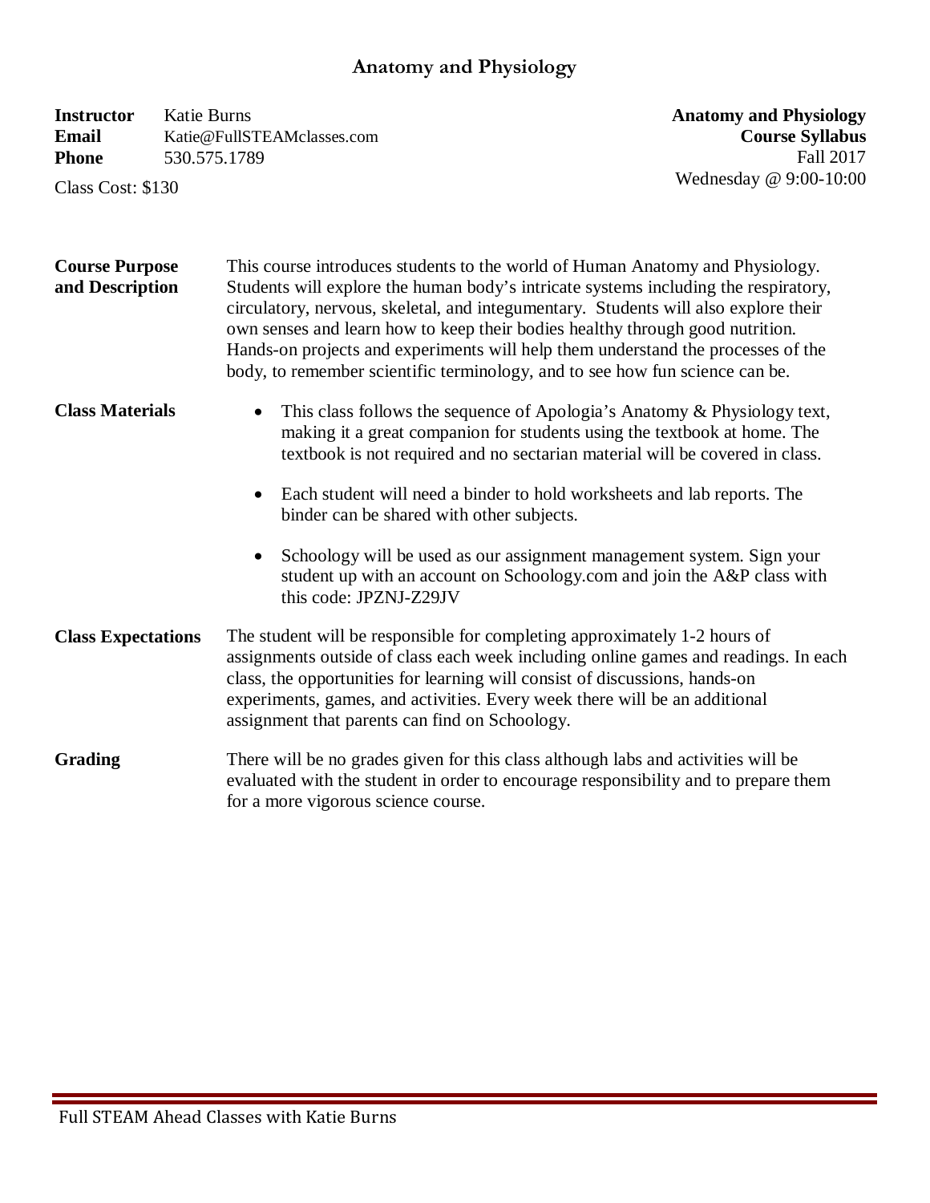# Anatomy and Physiology

**Instructor** Katie Burns
**Email** Katie@FullSTEAMclasses.com
**Phone** 530.575.1789

Class Cost: $130

**Anatomy and Physiology**
**Course Syllabus**
Fall 2017
Wednesday @ 9:00-10:00

**Course Purpose and Description**

This course introduces students to the world of Human Anatomy and Physiology. Students will explore the human body's intricate systems including the respiratory, circulatory, nervous, skeletal, and integumentary. Students will also explore their own senses and learn how to keep their bodies healthy through good nutrition. Hands-on projects and experiments will help them understand the processes of the body, to remember scientific terminology, and to see how fun science can be.

**Class Materials**

- This class follows the sequence of Apologia's Anatomy & Physiology text, making it a great companion for students using the textbook at home. The textbook is not required and no sectarian material will be covered in class.
- Each student will need a binder to hold worksheets and lab reports. The binder can be shared with other subjects.
- Schoology will be used as our assignment management system. Sign your student up with an account on Schoology.com and join the A&P class with this code: JPZNJ-Z29JV

**Class Expectations**

The student will be responsible for completing approximately 1-2 hours of assignments outside of class each week including online games and readings. In each class, the opportunities for learning will consist of discussions, hands-on experiments, games, and activities. Every week there will be an additional assignment that parents can find on Schoology.

**Grading**

There will be no grades given for this class although labs and activities will be evaluated with the student in order to encourage responsibility and to prepare them for a more vigorous science course.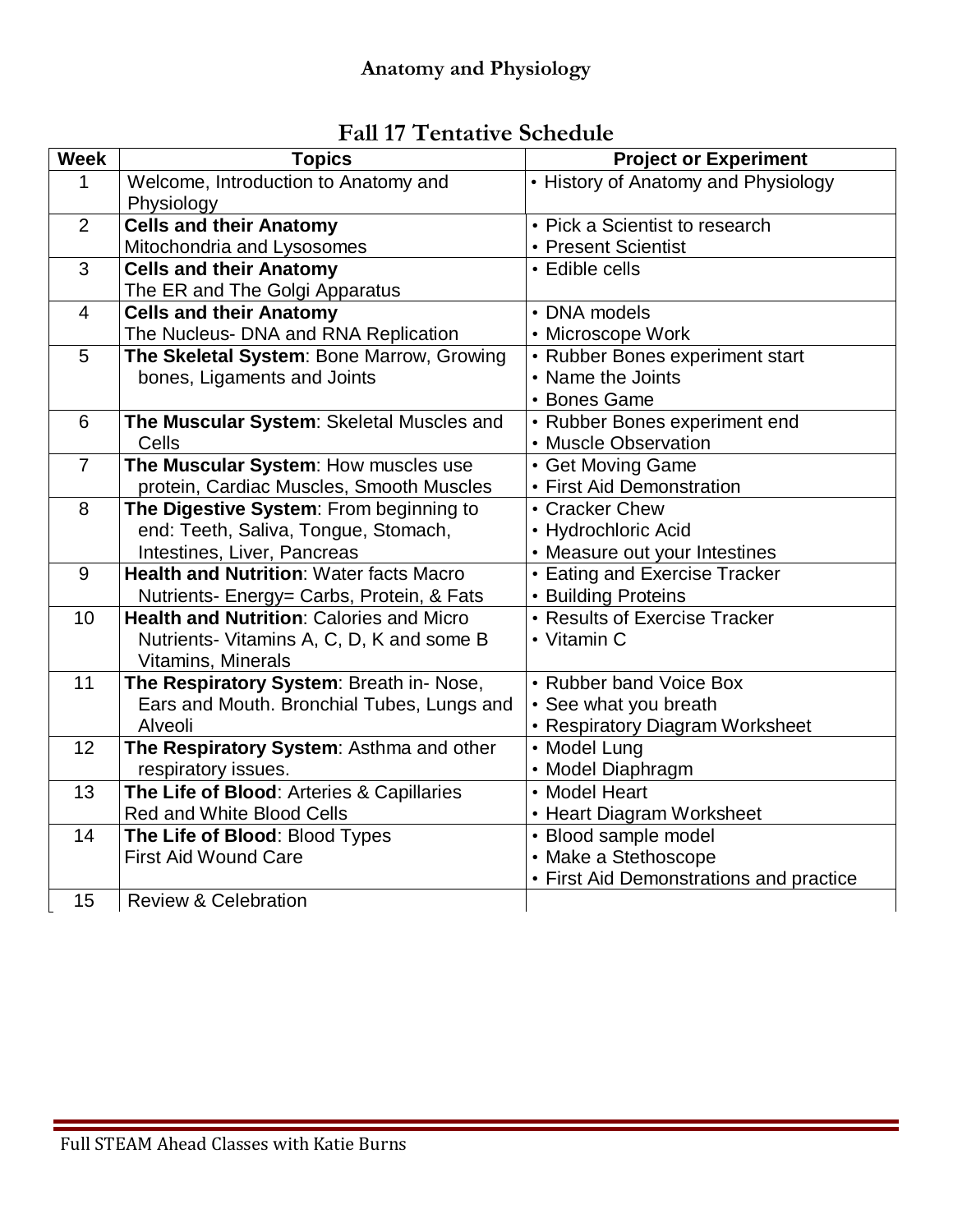# Anatomy and Physiology

## Fall 17 Tentative Schedule

| Week | Topics | Project or Experiment |
|---|---|---|
| 1 | Welcome, Introduction to Anatomy and Physiology | • History of Anatomy and Physiology |
| 2 | **Cells and their Anatomy** Mitochondria and Lysosomes | • Pick a Scientist to research • Present Scientist |
| 3 | **Cells and their Anatomy** The ER and The Golgi Apparatus | • Edible cells |
| 4 | **Cells and their Anatomy** The Nucleus- DNA and RNA Replication | • DNA models • Microscope Work |
| 5 | **The Skeletal System**: Bone Marrow, Growing bones, Ligaments and Joints | • Rubber Bones experiment start • Name the Joints • Bones Game |
| 6 | **The Muscular System**: Skeletal Muscles and Cells | • Rubber Bones experiment end • Muscle Observation |
| 7 | **The Muscular System**: How muscles use protein, Cardiac Muscles, Smooth Muscles | • Get Moving Game • First Aid Demonstration |
| 8 | **The Digestive System**: From beginning to end: Teeth, Saliva, Tongue, Stomach, Intestines, Liver, Pancreas | • Cracker Chew • Hydrochloric Acid • Measure out your Intestines |
| 9 | **Health and Nutrition**: Water facts Macro Nutrients- Energy= Carbs, Protein, & Fats | • Eating and Exercise Tracker • Building Proteins |
| 10 | **Health and Nutrition**: Calories and Micro Nutrients- Vitamins A, C, D, K and some B Vitamins, Minerals | • Results of Exercise Tracker • Vitamin C |
| 11 | **The Respiratory System**: Breath in- Nose, Ears and Mouth. Bronchial Tubes, Lungs and Alveoli | • Rubber band Voice Box • See what you breath • Respiratory Diagram Worksheet |
| 12 | **The Respiratory System**: Asthma and other respiratory issues. | • Model Lung • Model Diaphragm |
| 13 | **The Life of Blood**: Arteries & Capillaries Red and White Blood Cells | • Model Heart • Heart Diagram Worksheet |
| 14 | **The Life of Blood**: Blood Types First Aid Wound Care | • Blood sample model • Make a Stethoscope • First Aid Demonstrations and practice |
| 15 | Review & Celebration | |